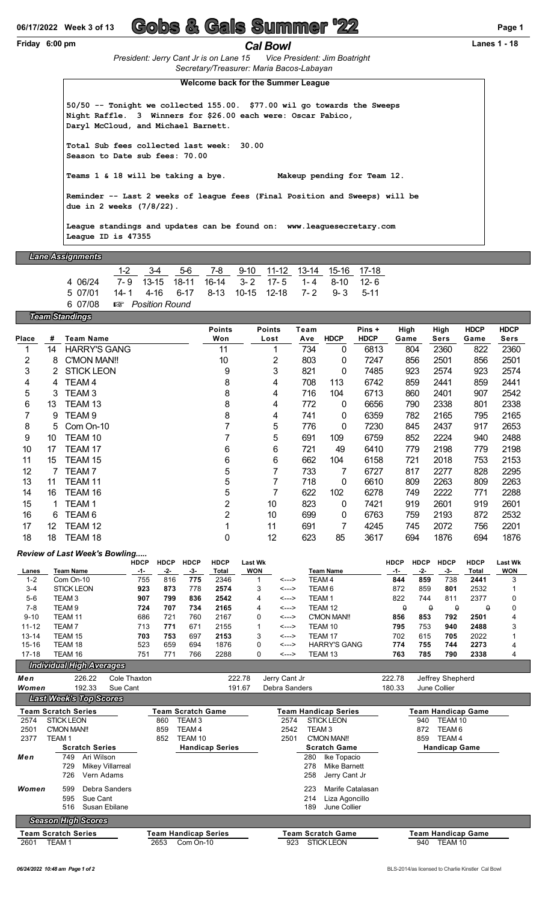06/17/2022 Week 3 of 13

# Gobs & Gals Summer '22

Friday 6:00 pm

## Cal Bowl

Lanes 1 - 18

*President: Jerry Cant Jr is on Lane 15 Vice President: Jim Boatright*
*Secretary/Treasurer: Maria Bacos-Labayan*

**Welcome back for the Summer League**

```
50/50 -- Tonight we collected 155.00. $77.00 wil go towards the Sweeps
Night Raffle. 3 Winners for $26.00 each were: Oscar Pabico,
Daryl McCloud, and Michael Barnett.

Total Sub fees collected last week: 30.00
Season to Date sub fees: 70.00

Teams 1 & 18 will be taking a bye.          Makeup pending for Team 12.

Reminder -- Last 2 weeks of league fees (Final Position and Sweeps) will be
due in 2 weeks (7/8/22).

League standings and updates can be found on: www.leaguesecretary.com
League ID is 47355
```

### Lane Assignments

| | 1-2 | 3-4 | 5-6 | 7-8 | 9-10 | 11-12 | 13-14 | 15-16 | 17-18 |
|---|---|---|---|---|---|---|---|---|---|
| 4 06/24 | 7- 9 | 13-15 | 18-11 | 16-14 | 3- 2 | 17- 5 | 1- 4 | 8-10 | 12- 6 |
| 5 07/01 | 14- 1 | 4-16 | 6-17 | 8-13 | 10-15 | 12-18 | 7- 2 | 9- 3 | 5-11 |
| 6 07/08 | ☞ Position Round | | | | | | | | |

### Team Standings

| Place | # | Team Name | Points Won | Points Lost | Team Ave | HDCP | Pins + HDCP | High Game | High Sers | HDCP Game | HDCP Sers |
|---|---|---|---|---|---|---|---|---|---|---|---|
| 1 | 14 | HARRY'S GANG | 11 | 1 | 734 | 0 | 6813 | 804 | 2360 | 822 | 2360 |
| 2 | 8 | C'MON MAN!! | 10 | 2 | 803 | 0 | 7247 | 856 | 2501 | 856 | 2501 |
| 3 | 2 | STICK LEON | 9 | 3 | 821 | 0 | 7485 | 923 | 2574 | 923 | 2574 |
| 4 | 4 | TEAM 4 | 8 | 4 | 708 | 113 | 6742 | 859 | 2441 | 859 | 2441 |
| 5 | 3 | TEAM 3 | 8 | 4 | 716 | 104 | 6713 | 860 | 2401 | 907 | 2542 |
| 6 | 13 | TEAM 13 | 8 | 4 | 772 | 0 | 6656 | 790 | 2338 | 801 | 2338 |
| 7 | 9 | TEAM 9 | 8 | 4 | 741 | 0 | 6359 | 782 | 2165 | 795 | 2165 |
| 8 | 5 | Com On-10 | 7 | 5 | 776 | 0 | 7230 | 845 | 2437 | 917 | 2653 |
| 9 | 10 | TEAM 10 | 7 | 5 | 691 | 109 | 6759 | 852 | 2224 | 940 | 2488 |
| 10 | 17 | TEAM 17 | 6 | 6 | 721 | 49 | 6410 | 779 | 2198 | 779 | 2198 |
| 11 | 15 | TEAM 15 | 6 | 6 | 662 | 104 | 6158 | 721 | 2018 | 753 | 2153 |
| 12 | 7 | TEAM 7 | 5 | 7 | 733 | 7 | 6727 | 817 | 2277 | 828 | 2295 |
| 13 | 11 | TEAM 11 | 5 | 7 | 718 | 0 | 6610 | 809 | 2263 | 809 | 2263 |
| 14 | 16 | TEAM 16 | 5 | 7 | 622 | 102 | 6278 | 749 | 2222 | 771 | 2288 |
| 15 | 1 | TEAM 1 | 2 | 10 | 823 | 0 | 7421 | 919 | 2601 | 919 | 2601 |
| 16 | 6 | TEAM 6 | 2 | 10 | 699 | 0 | 6763 | 759 | 2193 | 872 | 2532 |
| 17 | 12 | TEAM 12 | 1 | 11 | 691 | 7 | 4245 | 745 | 2072 | 756 | 2201 |
| 18 | 18 | TEAM 18 | 0 | 12 | 623 | 85 | 3617 | 694 | 1876 | 694 | 1876 |

### Review of Last Week's Bowling.....

| Lanes | Team Name | HDCP -1- | HDCP -2- | HDCP -3- | HDCP Total | Last Wk WON | | Team Name | HDCP -1- | HDCP -2- | HDCP -3- | HDCP Total | Last Wk WON |
|---|---|---|---|---|---|---|---|---|---|---|---|---|---|
| 1-2 | Com On-10 | 755 | 816 | **775** | 2346 | 1 | <---> | TEAM 4 | **844** | **859** | 738 | **2441** | 3 |
| 3-4 | STICK LEON | **923** | **873** | 778 | **2574** | 3 | <---> | TEAM 6 | 872 | 859 | **801** | 2532 | 1 |
| 5-6 | TEAM 3 | **907** | **799** | **836** | **2542** | 4 | <---> | TEAM 1 | 822 | 744 | 811 | 2377 | 0 |
| 7-8 | TEAM 9 | **724** | **707** | **734** | **2165** | 4 | <---> | TEAM 12 | 0 | 0 | 0 | 0 | 0 |
| 9-10 | TEAM 11 | 686 | 721 | 760 | 2167 | 0 | <---> | C'MON MAN!! | **856** | **853** | **792** | **2501** | 4 |
| 11-12 | TEAM 7 | 713 | **771** | 671 | 2155 | 1 | <---> | TEAM 10 | **795** | 753 | **940** | **2488** | 3 |
| 13-14 | TEAM 15 | **703** | **753** | 697 | **2153** | 3 | <---> | TEAM 17 | 702 | 615 | **705** | 2022 | 1 |
| 15-16 | TEAM 18 | 523 | 659 | 694 | 1876 | 0 | <---> | HARRY'S GANG | **774** | **755** | **744** | **2273** | 4 |
| 17-18 | TEAM 16 | 751 | 771 | 766 | 2288 | 0 | <---> | TEAM 13 | **763** | **785** | **790** | **2338** | 4 |

### Individual High Averages

| | | | | | | |
|---|---|---|---|---|---|---|
| **Men** | 226.22 Cole Thaxton | | 222.78 Jerry Cant Jr | | 222.78 Jeffrey Shepherd | |
| **Women** | 192.33 Sue Cant | | 191.67 Debra Sanders | | 180.33 June Collier | |

### Last Week's Top Scores

| Team Scratch Series | Team Scratch Game | Team Handicap Series | Team Handicap Game |
|---|---|---|---|
| 2574 STICK LEON | 860 TEAM 3 | 2574 STICK LEON | 940 TEAM 10 |
| 2501 C'MON MAN!! | 859 TEAM 4 | 2542 TEAM 3 | 872 TEAM 6 |
| 2377 TEAM 1 | 852 TEAM 10 | 2501 C'MON MAN!! | 859 TEAM 4 |

| | Scratch Series | Handicap Series | Scratch Game | Handicap Game |
|---|---|---|---|---|
| **Men** | 749 Ari Wilson | | 280 Ike Topacio | |
| | 729 Mikey Villarreal | | 278 Mike Barnett | |
| | 726 Vern Adams | | 258 Jerry Cant Jr | |
| **Women** | 599 Debra Sanders | | 223 Marife Catalasan | |
| | 595 Sue Cant | | 214 Liza Agoncillo | |
| | 516 Susan Ebilane | | 189 June Collier | |

### Season High Scores

| Team Scratch Series | Team Handicap Series | Team Scratch Game | Team Handicap Game |
|---|---|---|---|
| 2601 TEAM 1 | 2653 Com On-10 | 923 STICK LEON | 940 TEAM 10 |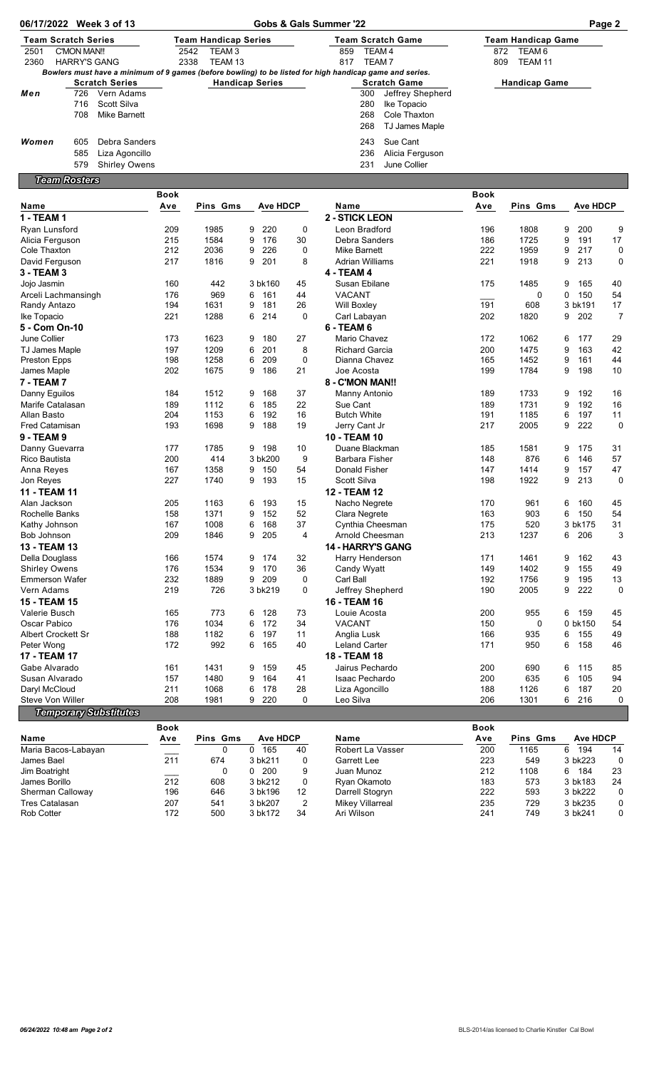# Gobs & Gals Summer '22

06/17/2022 Week 3 of 13

| Team Scratch Series | | Team Handicap Series | | Team Scratch Game | | Team Handicap Game | |
|---|---|---|---|---|---|---|---|
| 2501 | C'MON MAN!! | 2542 | TEAM 3 | 859 | TEAM 4 | 872 | TEAM 6 |
| 2360 | HARRY'S GANG | 2338 | TEAM 13 | 817 | TEAM 7 | 809 | TEAM 11 |

*Bowlers must have a minimum of 9 games (before bowling) to be listed for high handicap game and series.*

| | Scratch Series | | Handicap Series | Scratch Game | | Handicap Game |
|---|---|---|---|---|---|---|
| **Men** | 726 | Vern Adams | | 300 | Jeffrey Shepherd | |
| | 716 | Scott Silva | | 280 | Ike Topacio | |
| | 708 | Mike Barnett | | 268 | Cole Thaxton | |
| | | | | 268 | TJ James Maple | |
| **Women** | 605 | Debra Sanders | | 243 | Sue Cant | |
| | 585 | Liza Agoncillo | | 236 | Alicia Ferguson | |
| | 579 | Shirley Owens | | 231 | June Collier | |

## Team Rosters

| Name | Book Ave | Pins | Gms | Ave | HDCP | Name | Book Ave | Pins | Gms | Ave | HDCP |
|---|---|---|---|---|---|---|---|---|---|---|---|
| **1 - TEAM 1** | | | | | | **2 - STICK LEON** | | | | | |
| Ryan Lunsford | 209 | 1985 | 9 | 220 | 0 | Leon Bradford | 196 | 1808 | 9 | 200 | 9 |
| Alicia Ferguson | 215 | 1584 | 9 | 176 | 30 | Debra Sanders | 186 | 1725 | 9 | 191 | 17 |
| Cole Thaxton | 212 | 2036 | 9 | 226 | 0 | Mike Barnett | 222 | 1959 | 9 | 217 | 0 |
| David Ferguson | 217 | 1816 | 9 | 201 | 8 | Adrian Williams | 221 | 1918 | 9 | 213 | 0 |
| **3 - TEAM 3** | | | | | | **4 - TEAM 4** | | | | | |
| Jojo Jasmin | 160 | 442 | 3 | bk160 | 45 | Susan Ebilane | 175 | 1485 | 9 | 165 | 40 |
| Arceli Lachmansingh | 176 | 969 | 6 | 161 | 44 | VACANT | ___ | 0 | 0 | 150 | 54 |
| Randy Antazo | 194 | 1631 | 9 | 181 | 26 | Will Boxley | 191 | 608 | 3 | bk191 | 17 |
| Ike Topacio | 221 | 1288 | 6 | 214 | 0 | Carl Labayan | 202 | 1820 | 9 | 202 | 7 |
| **5 - Com On-10** | | | | | | **6 - TEAM 6** | | | | | |
| June Collier | 173 | 1623 | 9 | 180 | 27 | Mario Chavez | 172 | 1062 | 6 | 177 | 29 |
| TJ James Maple | 197 | 1209 | 6 | 201 | 8 | Richard Garcia | 200 | 1475 | 9 | 163 | 42 |
| Preston Epps | 198 | 1258 | 6 | 209 | 0 | Dianna Chavez | 165 | 1452 | 9 | 161 | 44 |
| James Maple | 202 | 1675 | 9 | 186 | 21 | Joe Acosta | 199 | 1784 | 9 | 198 | 10 |
| **7 - TEAM 7** | | | | | | **8 - C'MON MAN!!** | | | | | |
| Danny Eguilos | 184 | 1512 | 9 | 168 | 37 | Manny Antonio | 189 | 1733 | 9 | 192 | 16 |
| Marife Catalasan | 189 | 1112 | 6 | 185 | 22 | Sue Cant | 189 | 1731 | 9 | 192 | 16 |
| Allan Basto | 204 | 1153 | 6 | 192 | 16 | Butch White | 191 | 1185 | 6 | 197 | 11 |
| Fred Catamisan | 193 | 1698 | 9 | 188 | 19 | Jerry Cant Jr | 217 | 2005 | 9 | 222 | 0 |
| **9 - TEAM 9** | | | | | | **10 - TEAM 10** | | | | | |
| Danny Guevarra | 177 | 1785 | 9 | 198 | 10 | Duane Blackman | 185 | 1581 | 9 | 175 | 31 |
| Rico Bautista | 200 | 414 | 3 | bk200 | 9 | Barbara Fisher | 148 | 876 | 6 | 146 | 57 |
| Anna Reyes | 167 | 1358 | 9 | 150 | 54 | Donald Fisher | 147 | 1414 | 9 | 157 | 47 |
| Jon Reyes | 227 | 1740 | 9 | 193 | 15 | Scott Silva | 198 | 1922 | 9 | 213 | 0 |
| **11 - TEAM 11** | | | | | | **12 - TEAM 12** | | | | | |
| Alan Jackson | 205 | 1163 | 6 | 193 | 15 | Nacho Negrete | 170 | 961 | 6 | 160 | 45 |
| Rochelle Banks | 158 | 1371 | 9 | 152 | 52 | Clara Negrete | 163 | 903 | 6 | 150 | 54 |
| Kathy Johnson | 167 | 1008 | 6 | 168 | 37 | Cynthia Cheesman | 175 | 520 | 3 | bk175 | 31 |
| Bob Johnson | 209 | 1846 | 9 | 205 | 4 | Arnold Cheesman | 213 | 1237 | 6 | 206 | 3 |
| **13 - TEAM 13** | | | | | | **14 - HARRY'S GANG** | | | | | |
| Della Douglass | 166 | 1574 | 9 | 174 | 32 | Harry Henderson | 171 | 1461 | 9 | 162 | 43 |
| Shirley Owens | 176 | 1534 | 9 | 170 | 36 | Candy Wyatt | 149 | 1402 | 9 | 155 | 49 |
| Emmerson Wafer | 232 | 1889 | 9 | 209 | 0 | Carl Ball | 192 | 1756 | 9 | 195 | 13 |
| Vern Adams | 219 | 726 | 3 | bk219 | 0 | Jeffrey Shepherd | 190 | 2005 | 9 | 222 | 0 |
| **15 - TEAM 15** | | | | | | **16 - TEAM 16** | | | | | |
| Valerie Busch | 165 | 773 | 6 | 128 | 73 | Louie Acosta | 200 | 955 | 6 | 159 | 45 |
| Oscar Pabico | 176 | 1034 | 6 | 172 | 34 | VACANT | 150 | 0 | 0 | bk150 | 54 |
| Albert Crockett Sr | 188 | 1182 | 6 | 197 | 11 | Anglia Lusk | 166 | 935 | 6 | 155 | 49 |
| Peter Wong | 172 | 992 | 6 | 165 | 40 | Leland Carter | 171 | 950 | 6 | 158 | 46 |
| **17 - TEAM 17** | | | | | | **18 - TEAM 18** | | | | | |
| Gabe Alvarado | 161 | 1431 | 9 | 159 | 45 | Jairus Pechardo | 200 | 690 | 6 | 115 | 85 |
| Susan Alvarado | 157 | 1480 | 9 | 164 | 41 | Isaac Pechardo | 200 | 635 | 6 | 105 | 94 |
| Daryl McCloud | 211 | 1068 | 6 | 178 | 28 | Liza Agoncillo | 188 | 1126 | 6 | 187 | 20 |
| Steve Von Willer | 208 | 1981 | 9 | 220 | 0 | Leo Silva | 206 | 1301 | 6 | 216 | 0 |

## Temporary Substitutes

| Name | Book Ave | Pins | Gms | Ave | HDCP | Name | Book Ave | Pins | Gms | Ave | HDCP |
|---|---|---|---|---|---|---|---|---|---|---|---|
| Maria Bacos-Labayan | ___ | 0 | 0 | 165 | 40 | Robert La Vasser | 200 | 1165 | 6 | 194 | 14 |
| James Bael | 211 | 674 | 3 | bk211 | 0 | Garrett Lee | 223 | 549 | 3 | bk223 | 0 |
| Jim Boatright | ___ | 0 | 0 | 200 | 9 | Juan Munoz | 212 | 1108 | 6 | 184 | 23 |
| James Borillo | 212 | 608 | 3 | bk212 | 0 | Ryan Okamoto | 183 | 573 | 3 | bk183 | 24 |
| Sherman Calloway | 196 | 646 | 3 | bk196 | 12 | Darrell Stogryn | 222 | 593 | 3 | bk222 | 0 |
| Tres Catalasan | 207 | 541 | 3 | bk207 | 2 | Mikey Villarreal | 235 | 729 | 3 | bk235 | 0 |
| Rob Cotter | 172 | 500 | 3 | bk172 | 34 | Ari Wilson | 241 | 749 | 3 | bk241 | 0 |

BLS-2014/as licensed to Charlie Kinstler Cal Bowl